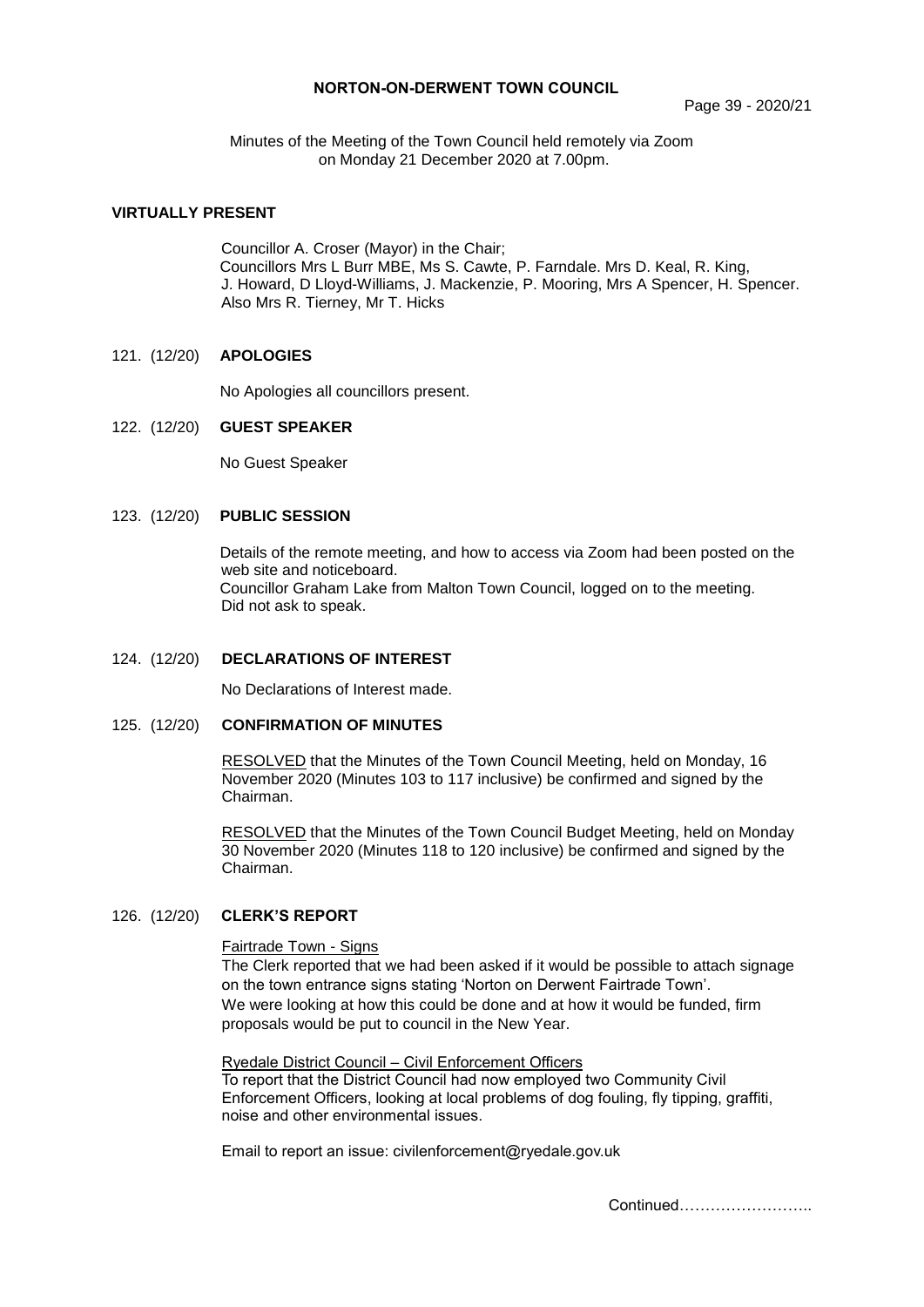# NORTON-ON-DERWENT TOWN COUNCIL

Minutes of the Meeting of the Town Council held remotely via Zoom on Monday 21 December 2020 at 7.00pm.

## VIRTUALLY PRESENT

Councillor A. Croser (Mayor) in the Chair;
Councillors Mrs L Burr MBE, Ms S. Cawte, P. Farndale. Mrs D. Keal, R. King, J. Howard, D Lloyd-Williams, J. Mackenzie, P. Mooring, Mrs A Spencer, H. Spencer.
Also Mrs R. Tierney, Mr T. Hicks

## 121. (12/20) APOLOGIES

No Apologies all councillors present.

## 122. (12/20) GUEST SPEAKER

No Guest Speaker

## 123. (12/20) PUBLIC SESSION

Details of the remote meeting, and how to access via Zoom had been posted on the web site and noticeboard.
Councillor Graham Lake from Malton Town Council, logged on to the meeting. Did not ask to speak.

## 124. (12/20) DECLARATIONS OF INTEREST

No Declarations of Interest made.

## 125. (12/20) CONFIRMATION OF MINUTES

RESOLVED that the Minutes of the Town Council Meeting, held on Monday, 16 November 2020 (Minutes 103 to 117 inclusive) be confirmed and signed by the Chairman.

RESOLVED that the Minutes of the Town Council Budget Meeting, held on Monday 30 November 2020 (Minutes 118 to 120 inclusive) be confirmed and signed by the Chairman.

## 126. (12/20) CLERK'S REPORT

Fairtrade Town - Signs

The Clerk reported that we had been asked if it would be possible to attach signage on the town entrance signs stating 'Norton on Derwent Fairtrade Town'.
We were looking at how this could be done and at how it would be funded, firm proposals would be put to council in the New Year.

Ryedale District Council – Civil Enforcement Officers

To report that the District Council had now employed two Community Civil Enforcement Officers, looking at local problems of dog fouling, fly tipping, graffiti, noise and other environmental issues.

Email to report an issue: civilenforcement@ryedale.gov.uk

Continued……………………..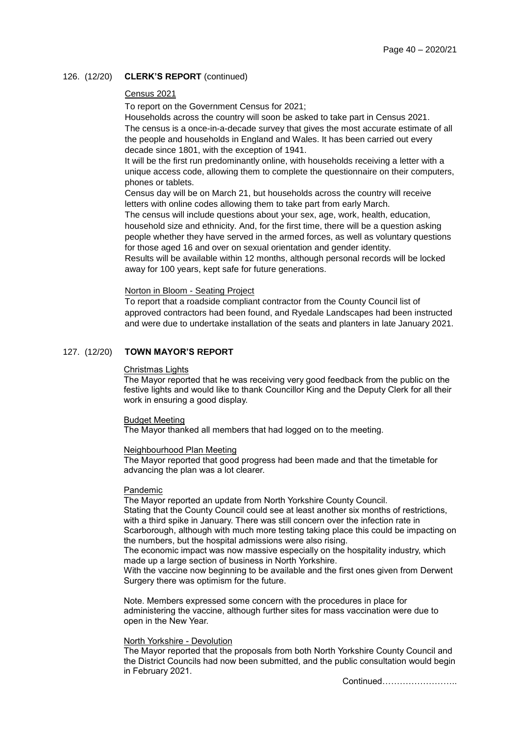126. (12/20) **CLERK'S REPORT** (continued)

Census 2021

To report on the Government Census for 2021;

Households across the country will soon be asked to take part in Census 2021. The census is a once-in-a-decade survey that gives the most accurate estimate of all the people and households in England and Wales. It has been carried out every decade since 1801, with the exception of 1941.

It will be the first run predominantly online, with households receiving a letter with a unique access code, allowing them to complete the questionnaire on their computers, phones or tablets.

Census day will be on March 21, but households across the country will receive letters with online codes allowing them to take part from early March.

The census will include questions about your sex, age, work, health, education, household size and ethnicity. And, for the first time, there will be a question asking people whether they have served in the armed forces, as well as voluntary questions for those aged 16 and over on sexual orientation and gender identity.

Results will be available within 12 months, although personal records will be locked away for 100 years, kept safe for future generations.

Norton in Bloom - Seating Project

To report that a roadside compliant contractor from the County Council list of approved contractors had been found, and Ryedale Landscapes had been instructed and were due to undertake installation of the seats and planters in late January 2021.

127. (12/20) **TOWN MAYOR'S REPORT**

Christmas Lights

The Mayor reported that he was receiving very good feedback from the public on the festive lights and would like to thank Councillor King and the Deputy Clerk for all their work in ensuring a good display.

Budget Meeting

The Mayor thanked all members that had logged on to the meeting.

Neighbourhood Plan Meeting

The Mayor reported that good progress had been made and that the timetable for advancing the plan was a lot clearer.

Pandemic

The Mayor reported an update from North Yorkshire County Council.

Stating that the County Council could see at least another six months of restrictions, with a third spike in January. There was still concern over the infection rate in Scarborough, although with much more testing taking place this could be impacting on the numbers, but the hospital admissions were also rising.

The economic impact was now massive especially on the hospitality industry, which made up a large section of business in North Yorkshire.

With the vaccine now beginning to be available and the first ones given from Derwent Surgery there was optimism for the future.

Note. Members expressed some concern with the procedures in place for administering the vaccine, although further sites for mass vaccination were due to open in the New Year.

North Yorkshire - Devolution

The Mayor reported that the proposals from both North Yorkshire County Council and the District Councils had now been submitted, and the public consultation would begin in February 2021.

Continued……………………..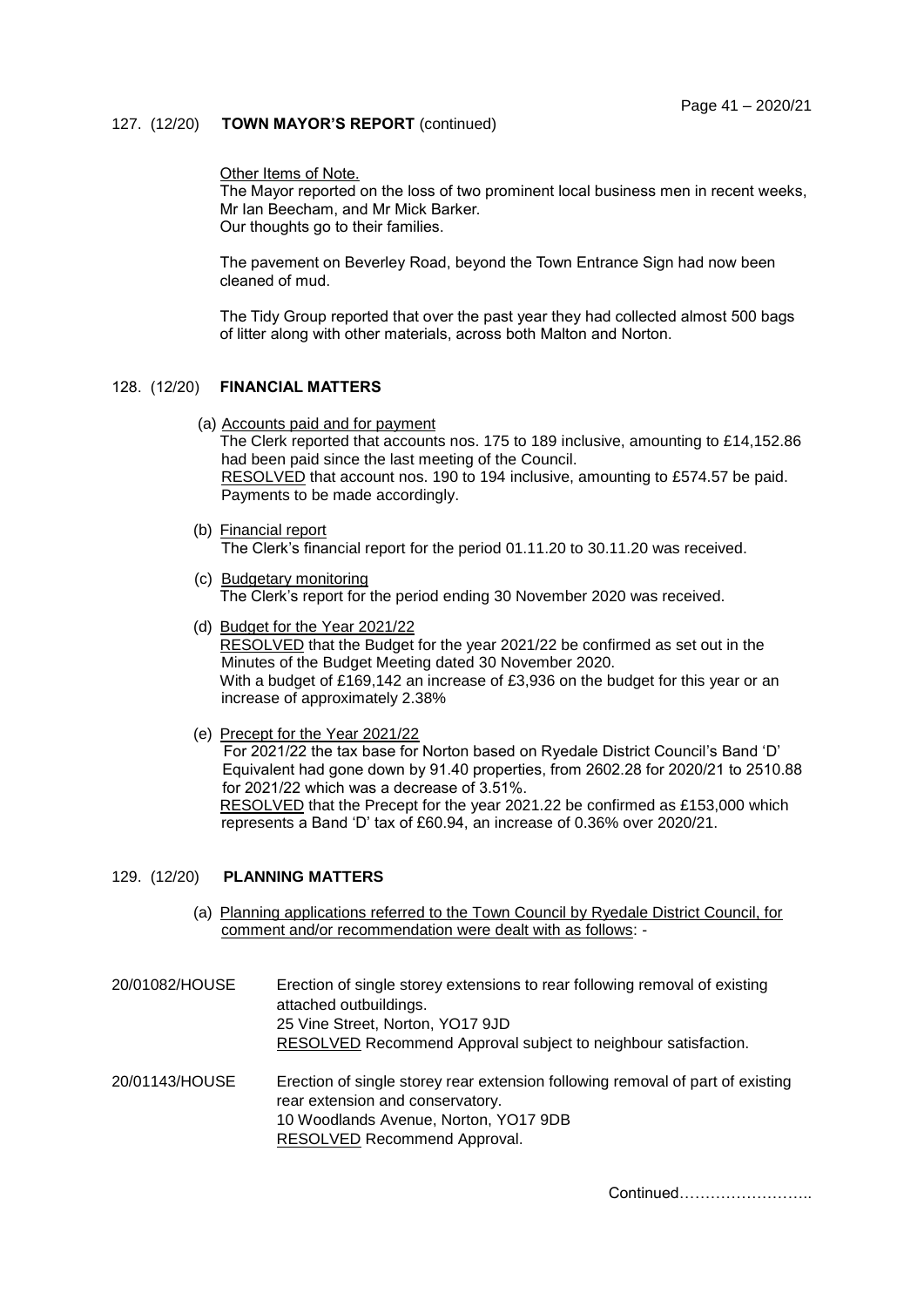127. (12/20) **TOWN MAYOR'S REPORT** (continued)

Other Items of Note.
The Mayor reported on the loss of two prominent local business men in recent weeks, Mr Ian Beecham, and Mr Mick Barker.
Our thoughts go to their families.

The pavement on Beverley Road, beyond the Town Entrance Sign had now been cleaned of mud.

The Tidy Group reported that over the past year they had collected almost 500 bags of litter along with other materials, across both Malton and Norton.

128. (12/20) **FINANCIAL MATTERS**

(a) Accounts paid and for payment
The Clerk reported that accounts nos. 175 to 189 inclusive, amounting to £14,152.86 had been paid since the last meeting of the Council.
RESOLVED that account nos. 190 to 194 inclusive, amounting to £574.57 be paid. Payments to be made accordingly.

(b) Financial report
The Clerk's financial report for the period 01.11.20 to 30.11.20 was received.

(c) Budgetary monitoring
The Clerk's report for the period ending 30 November 2020 was received.

(d) Budget for the Year 2021/22
RESOLVED that the Budget for the year 2021/22 be confirmed as set out in the Minutes of the Budget Meeting dated 30 November 2020.
With a budget of £169,142 an increase of £3,936 on the budget for this year or an increase of approximately 2.38%

(e) Precept for the Year 2021/22
For 2021/22 the tax base for Norton based on Ryedale District Council's Band 'D' Equivalent had gone down by 91.40 properties, from 2602.28 for 2020/21 to 2510.88 for 2021/22 which was a decrease of 3.51%.
RESOLVED that the Precept for the year 2021.22 be confirmed as £153,000 which represents a Band 'D' tax of £60.94, an increase of 0.36% over 2020/21.

129. (12/20) **PLANNING MATTERS**

(a) Planning applications referred to the Town Council by Ryedale District Council, for comment and/or recommendation were dealt with as follows: -

20/01082/HOUSE — Erection of single storey extensions to rear following removal of existing attached outbuildings.
25 Vine Street, Norton, YO17 9JD
RESOLVED Recommend Approval subject to neighbour satisfaction.

20/01143/HOUSE — Erection of single storey rear extension following removal of part of existing rear extension and conservatory.
10 Woodlands Avenue, Norton, YO17 9DB
RESOLVED Recommend Approval.

Continued……………………..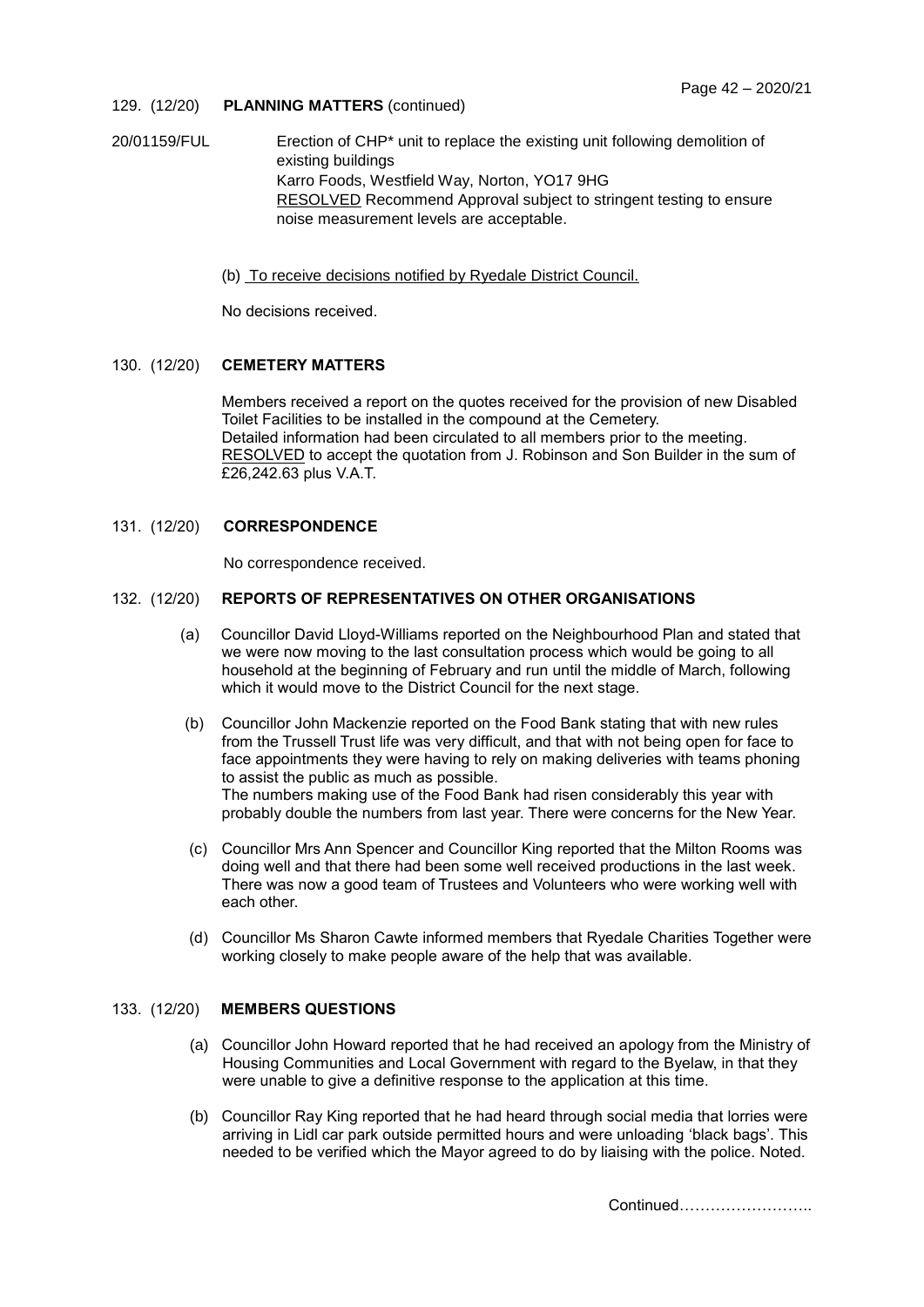129. (12/20) **PLANNING MATTERS** (continued)

20/01159/FUL Erection of CHP* unit to replace the existing unit following demolition of existing buildings
Karro Foods, Westfield Way, Norton, YO17 9HG
RESOLVED Recommend Approval subject to stringent testing to ensure noise measurement levels are acceptable.

(b) To receive decisions notified by Ryedale District Council.

No decisions received.

130. (12/20) **CEMETERY MATTERS**

Members received a report on the quotes received for the provision of new Disabled Toilet Facilities to be installed in the compound at the Cemetery.
Detailed information had been circulated to all members prior to the meeting.
RESOLVED to accept the quotation from J. Robinson and Son Builder in the sum of £26,242.63 plus V.A.T.

131. (12/20) **CORRESPONDENCE**

No correspondence received.

132. (12/20) **REPORTS OF REPRESENTATIVES ON OTHER ORGANISATIONS**

(a) Councillor David Lloyd-Williams reported on the Neighbourhood Plan and stated that we were now moving to the last consultation process which would be going to all household at the beginning of February and run until the middle of March, following which it would move to the District Council for the next stage.

(b) Councillor John Mackenzie reported on the Food Bank stating that with new rules from the Trussell Trust life was very difficult, and that with not being open for face to face appointments they were having to rely on making deliveries with teams phoning to assist the public as much as possible.
The numbers making use of the Food Bank had risen considerably this year with probably double the numbers from last year. There were concerns for the New Year.

(c) Councillor Mrs Ann Spencer and Councillor King reported that the Milton Rooms was doing well and that there had been some well received productions in the last week. There was now a good team of Trustees and Volunteers who were working well with each other.

(d) Councillor Ms Sharon Cawte informed members that Ryedale Charities Together were working closely to make people aware of the help that was available.

133. (12/20) **MEMBERS QUESTIONS**

(a) Councillor John Howard reported that he had received an apology from the Ministry of Housing Communities and Local Government with regard to the Byelaw, in that they were unable to give a definitive response to the application at this time.

(b) Councillor Ray King reported that he had heard through social media that lorries were arriving in Lidl car park outside permitted hours and were unloading 'black bags'. This needed to be verified which the Mayor agreed to do by liaising with the police. Noted.

Continued……………………..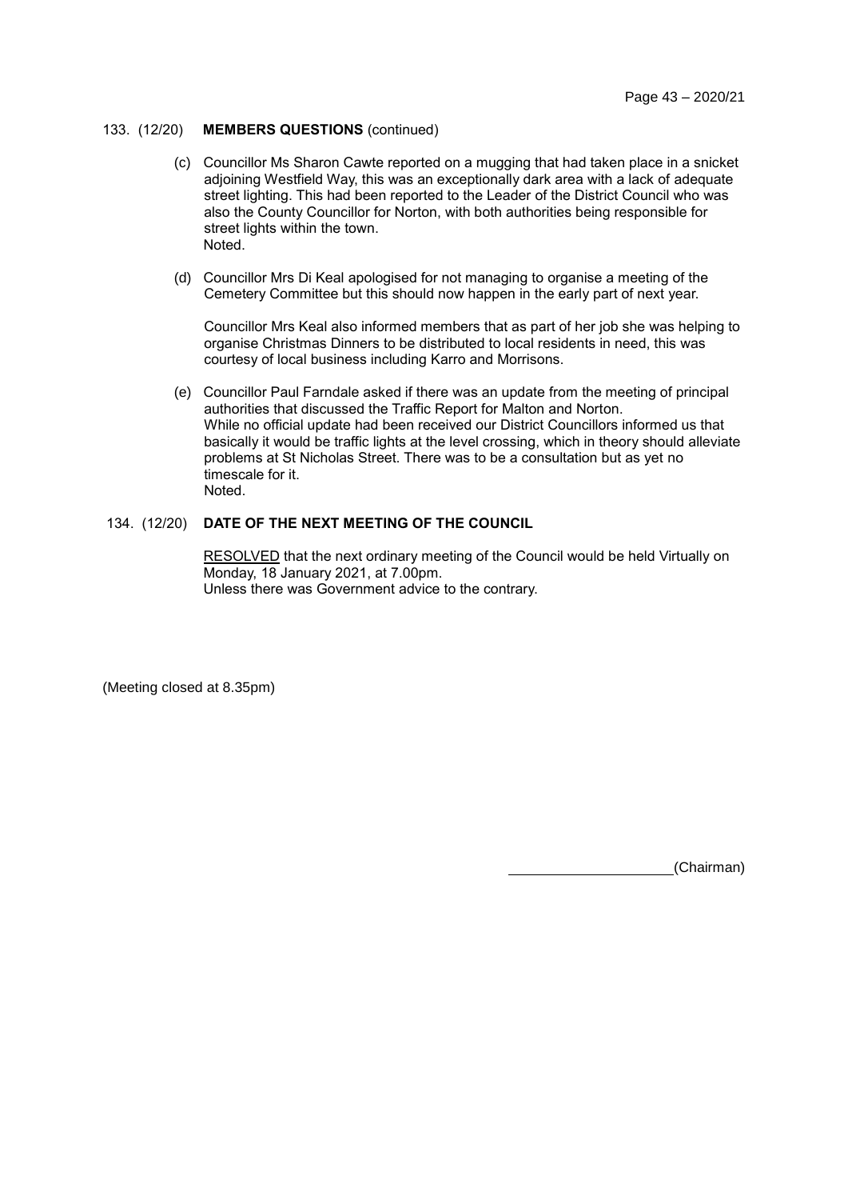133. (12/20) **MEMBERS QUESTIONS** (continued)

(c) Councillor Ms Sharon Cawte reported on a mugging that had taken place in a snicket adjoining Westfield Way, this was an exceptionally dark area with a lack of adequate street lighting. This had been reported to the Leader of the District Council who was also the County Councillor for Norton, with both authorities being responsible for street lights within the town.
Noted.

(d) Councillor Mrs Di Keal apologised for not managing to organise a meeting of the Cemetery Committee but this should now happen in the early part of next year.

Councillor Mrs Keal also informed members that as part of her job she was helping to organise Christmas Dinners to be distributed to local residents in need, this was courtesy of local business including Karro and Morrisons.

(e) Councillor Paul Farndale asked if there was an update from the meeting of principal authorities that discussed the Traffic Report for Malton and Norton.
While no official update had been received our District Councillors informed us that basically it would be traffic lights at the level crossing, which in theory should alleviate problems at St Nicholas Street. There was to be a consultation but as yet no timescale for it.
Noted.

134. (12/20) **DATE OF THE NEXT MEETING OF THE COUNCIL**

RESOLVED that the next ordinary meeting of the Council would be held Virtually on Monday, 18 January 2021, at 7.00pm.
Unless there was Government advice to the contrary.

(Meeting closed at 8.35pm)

____________________(Chairman)